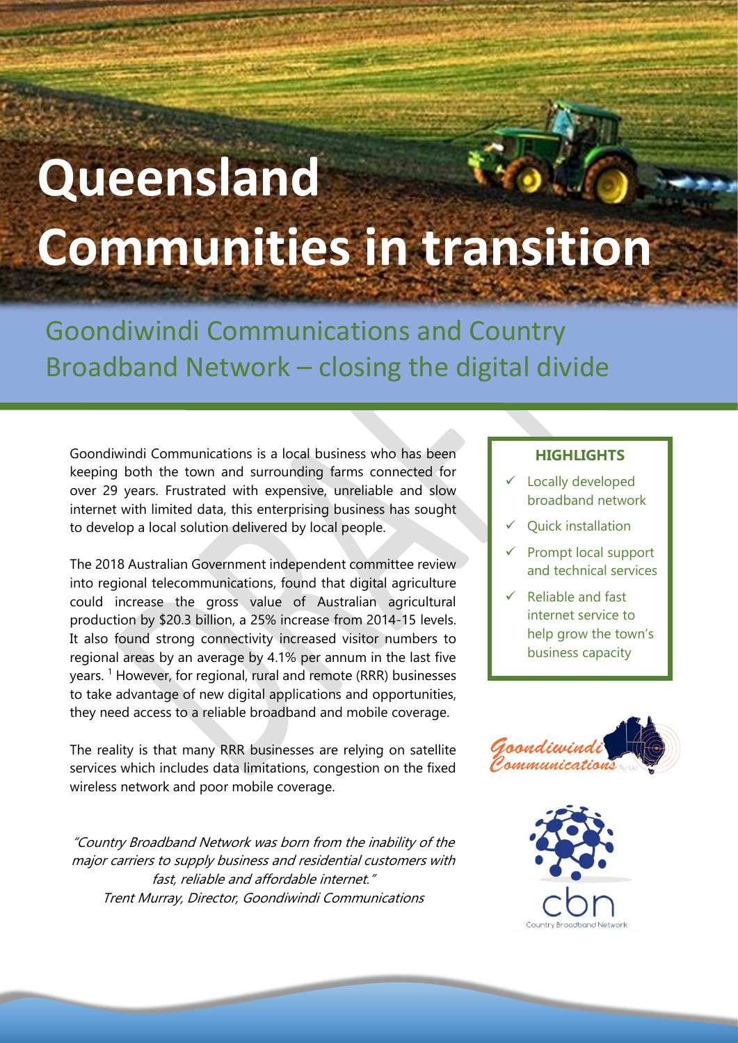# Queensland Communities in transition

## Goondiwindi Communications and Country Broadband Network – closing the digital divide

Goondiwindi Communications is a local business who has been keeping both the town and surrounding farms connected for over 29 years. Frustrated with expensive, unreliable and slow internet with limited data, this enterprising business has sought to develop a local solution delivered by local people.

The 2018 Australian Government independent committee review into regional telecommunications, found that digital agriculture could increase the gross value of Australian agricultural production by $20.3 billion, a 25% increase from 2014-15 levels. It also found strong connectivity increased visitor numbers to regional areas by an average by 4.1% per annum in the last five years. [1] However, for regional, rural and remote (RRR) businesses to take advantage of new digital applications and opportunities, they need access to a reliable broadband and mobile coverage.

The reality is that many RRR businesses are relying on satellite services which includes data limitations, congestion on the fixed wireless network and poor mobile coverage.

*"Country Broadband Network was born from the inability of the major carriers to supply business and residential customers with fast, reliable and affordable internet."*
*Trent Murray, Director, Goondiwindi Communications*

**HIGHLIGHTS**

- ✓ Locally developed broadband network
- ✓ Quick installation
- ✓ Prompt local support and technical services
- ✓ Reliable and fast internet service to help grow the town's business capacity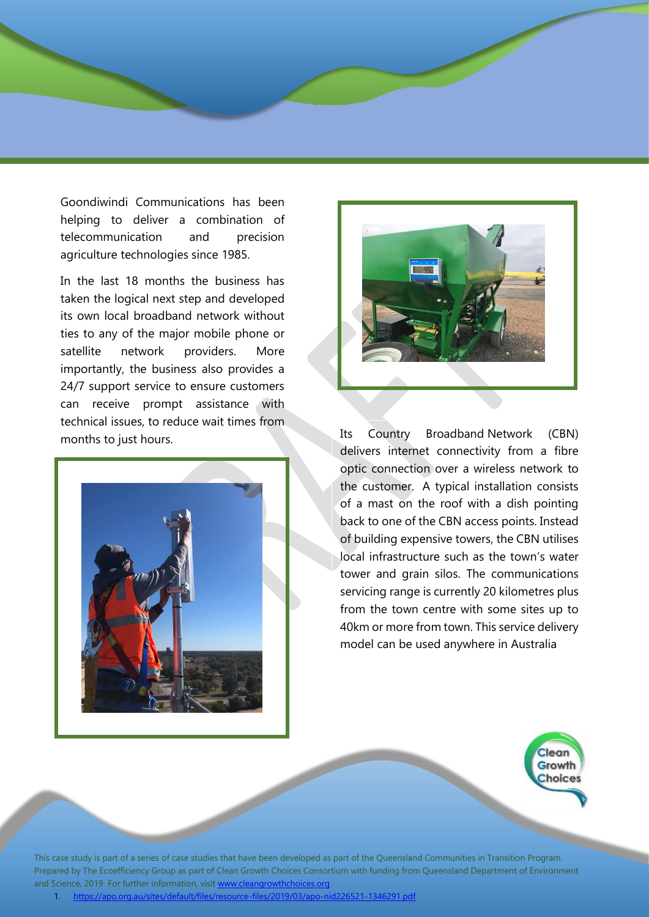Goondiwindi Communications has been helping to deliver a combination of telecommunication and precision agriculture technologies since 1985.

In the last 18 months the business has taken the logical next step and developed its own local broadband network without ties to any of the major mobile phone or satellite network providers. More importantly, the business also provides a 24/7 support service to ensure customers can receive prompt assistance with technical issues, to reduce wait times from months to just hours.

Its Country Broadband Network (CBN) delivers internet connectivity from a fibre optic connection over a wireless network to the customer. A typical installation consists of a mast on the roof with a dish pointing back to one of the CBN access points. Instead of building expensive towers, the CBN utilises local infrastructure such as the town's water tower and grain silos. The communications servicing range is currently 20 kilometres plus from the town centre with some sites up to 40km or more from town. This service delivery model can be used anywhere in Australia

This case study is part of a series of case studies that have been developed as part of the Queensland Communities in Transition Program. Prepared by The Ecoefficiency Group as part of Clean Growth Choices Consortium with funding from Queensland Department of Environment and Science, 2019 For further information, visit www.cleangrowthchoices.org

1. https://apo.org.au/sites/default/files/resource-files/2019/03/apo-nid226521-1346291.pdf